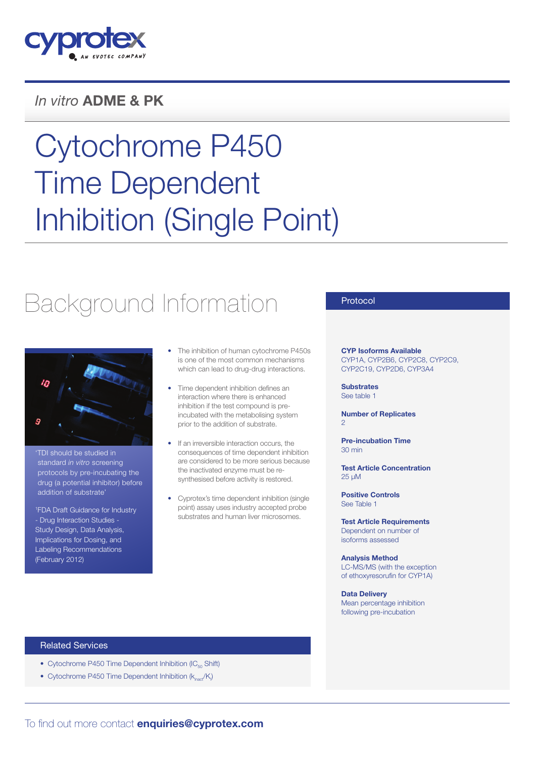cyprotex

AN EVOTEC COMPANY

*In vitro* **ADME & PK**

# Cytochrome P450 Time Dependent Inhibition (Single Point)

## Background Information

'TDI should be studied in standard *in vitro* screening protocols by pre-incubating the drug (a potential inhibitor) before addition of substrate'

[1]FDA Draft Guidance for Industry - Drug Interaction Studies - Study Design, Data Analysis, Implications for Dosing, and Labeling Recommendations (February 2012)

- The inhibition of human cytochrome P450s is one of the most common mechanisms which can lead to drug-drug interactions.
- Time dependent inhibition defines an interaction where there is enhanced inhibition if the test compound is pre-incubated with the metabolising system prior to the addition of substrate.
- If an irreversible interaction occurs, the consequences of time dependent inhibition are considered to be more serious because the inactivated enzyme must be re-synthesised before activity is restored.
- Cyprotex's time dependent inhibition (single point) assay uses industry accepted probe substrates and human liver microsomes.

## Protocol

**CYP Isoforms Available**
CYP1A, CYP2B6, CYP2C8, CYP2C9, CYP2C19, CYP2D6, CYP3A4

**Substrates**
See table 1

**Number of Replicates**
2

**Pre-incubation Time**
30 min

**Test Article Concentration**
25 µM

**Positive Controls**
See Table 1

**Test Article Requirements**
Dependent on number of isoforms assessed

**Analysis Method**
LC-MS/MS (with the exception of ethoxyresorufin for CYP1A)

**Data Delivery**
Mean percentage inhibition following pre-incubation

## Related Services

- Cytochrome P450 Time Dependent Inhibition ($IC_{50}$ Shift)
- Cytochrome P450 Time Dependent Inhibition ($k_{inact}/K_I$)

To find out more contact **enquiries@cyprotex.com**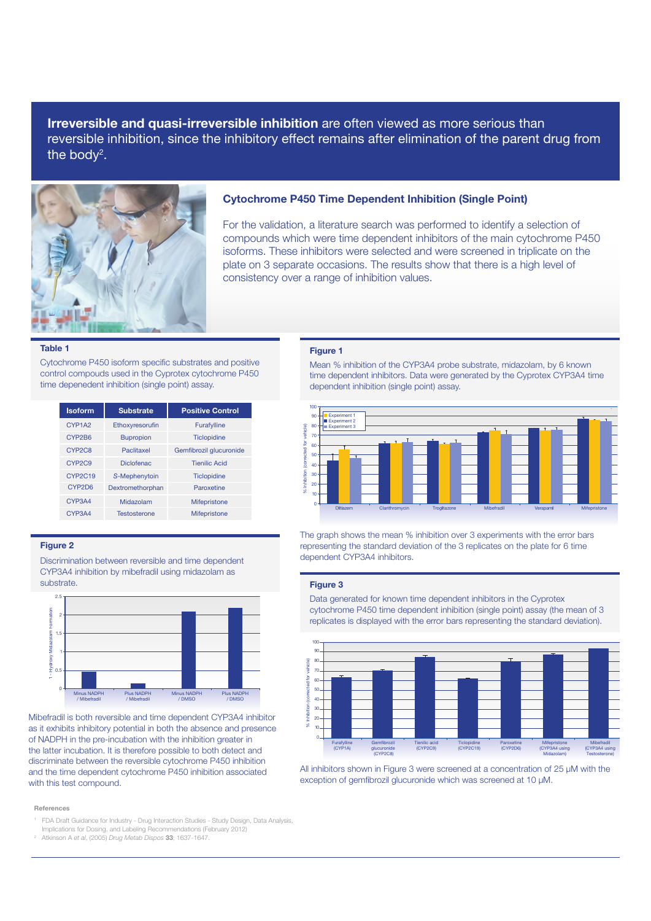**Irreversible and quasi-irreversible inhibition** are often viewed as more serious than reversible inhibition, since the inhibitory effect remains after elimination of the parent drug from the body[2].

## Cytochrome P450 Time Dependent Inhibition (Single Point)

For the validation, a literature search was performed to identify a selection of compounds which were time dependent inhibitors of the main cytochrome P450 isoforms. These inhibitors were selected and were screened in triplicate on the plate on 3 separate occasions. The results show that there is a high level of consistency over a range of inhibition values.

### Table 1

Cytochrome P450 isoform specific substrates and positive control compounds used in the Cyprotex cytochrome P450 time depenedent inhibition (single point) assay.

| Isoform | Substrate | Positive Control |
|---|---|---|
| CYP1A2 | Ethoxyresorufin | Furafylline |
| CYP2B6 | Bupropion | Ticlopidine |
| CYP2C8 | Paclitaxel | Gemfibrozil glucuronide |
| CYP2C9 | Diclofenac | Tienilic Acid |
| CYP2C19 | *S*-Mephenytoin | Ticlopidine |
| CYP2D6 | Dextromethorphan | Paroxetine |
| CYP3A4 | Midazolam | Mifepristone |
| CYP3A4 | Testosterone | Mifepristone |

### Figure 1

Mean % inhibition of the CYP3A4 probe substrate, midazolam, by 6 known time dependent inhibitors. Data were generated by the Cyprotex CYP3A4 time dependent inhibition (single point) assay.

% Inhibition (corrected for vehicle)
0, 10, 20, 30, 40, 50, 60, 70, 80, 90, 100
Experiment 1
Experiment 2
Experiment 3
Diltiazem, Clarithromycin, Troglitazone, Mibefradil, Verapamil, Mifepristone

The graph shows the mean % inhibition over 3 experiments with the error bars representing the standard deviation of the 3 replicates on the plate for 6 time dependent CYP3A4 inhibitors.

### Figure 2

Discrimination between reversible and time dependent CYP3A4 inhibition by mibefradil using midazolam as substrate.

1 - Hydroxy Midazolam Formation
0, 0.5, 1, 1.5, 2, 2.5
Minus NADPH / Mibefradil
Plus NADPH / Mibefradil
Minus NADPH / DMSO
Plus NADPH / DMSO

Mibefradil is both reversible and time dependent CYP3A4 inhibitor as it exhibits inhibitory potential in both the absence and presence of NADPH in the pre-incubation with the inhibition greater in the latter incubation. It is therefore possible to both detect and discriminate between the reversible cytochrome P450 inhibition and the time dependent cytochrome P450 inhibition associated with this test compound.

### Figure 3

Data generated for known time dependent inhibitors in the Cyprotex cytochrome P450 time dependent inhibition (single point) assay (the mean of 3 replicates is displayed with the error bars representing the standard deviation).

% Inhibition (corrected for vehicle)
0, 10, 20, 30, 40, 50, 60, 70, 80, 90, 100
Furafylline (CYP1A)
Gemfibrozil glucuronide (CYP2C8)
Tienilic acid (CYP2C9)
Ticlopidine (CYP2C19)
Paroxetine (CYP2D6)
Mifepristone (CYP3A4 using Midazolam)
Mibefradil (CYP3A4 using Testosterone)

All inhibitors shown in Figure 3 were screened at a concentration of 25 µM with the exception of gemfibrozil glucuronide which was screened at 10 µM.

#### References

1. FDA Draft Guidance for Industry - Drug Interaction Studies - Study Design, Data Analysis, Implications for Dosing, and Labeling Recommendations (February 2012)
2. Atkinson A *et al*, (2005) *Drug Metab Dispos* **33**; 1637-1647.